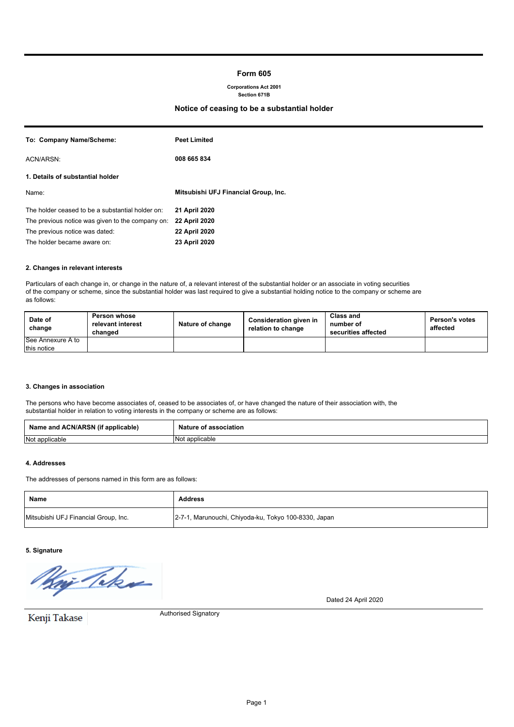# Form 605

**Corporations Act 2001**
**Section 671B**

## Notice of ceasing to be a substantial holder

| | |
|---|---|
| **To: Company Name/Scheme:** | **Peet Limited** |
| ACN/ARSN: | **008 665 834** |

**1. Details of substantial holder**

| | |
|---|---|
| Name: | **Mitsubishi UFJ Financial Group, Inc.** |
| The holder ceased to be a substantial holder on: | **21 April 2020** |
| The previous notice was given to the company on: | **22 April 2020** |
| The previous notice was dated: | **22 April 2020** |
| The holder became aware on: | **23 April 2020** |

**2. Changes in relevant interests**

Particulars of each change in, or change in the nature of, a relevant interest of the substantial holder or an associate in voting securities of the company or scheme, since the substantial holder was last required to give a substantial holding notice to the company or scheme are as follows:

| Date of change | Person whose relevant interest changed | Nature of change | Consideration given in relation to change | Class and number of securities affected | Person's votes affected |
|---|---|---|---|---|---|
| See Annexure A to this notice | | | | | |

**3. Changes in association**

The persons who have become associates of, ceased to be associates of, or have changed the nature of their association with, the substantial holder in relation to voting interests in the company or scheme are as follows:

| Name and ACN/ARSN (if applicable) | Nature of association |
|---|---|
| Not applicable | Not applicable |

**4. Addresses**

The addresses of persons named in this form are as follows:

| Name | Address |
|---|---|
| Mitsubishi UFJ Financial Group, Inc. | 2-7-1, Marunouchi, Chiyoda-ku, Tokyo 100-8330, Japan |

**5. Signature**

Dated 24 April 2020

Kenji Takase

Authorised Signatory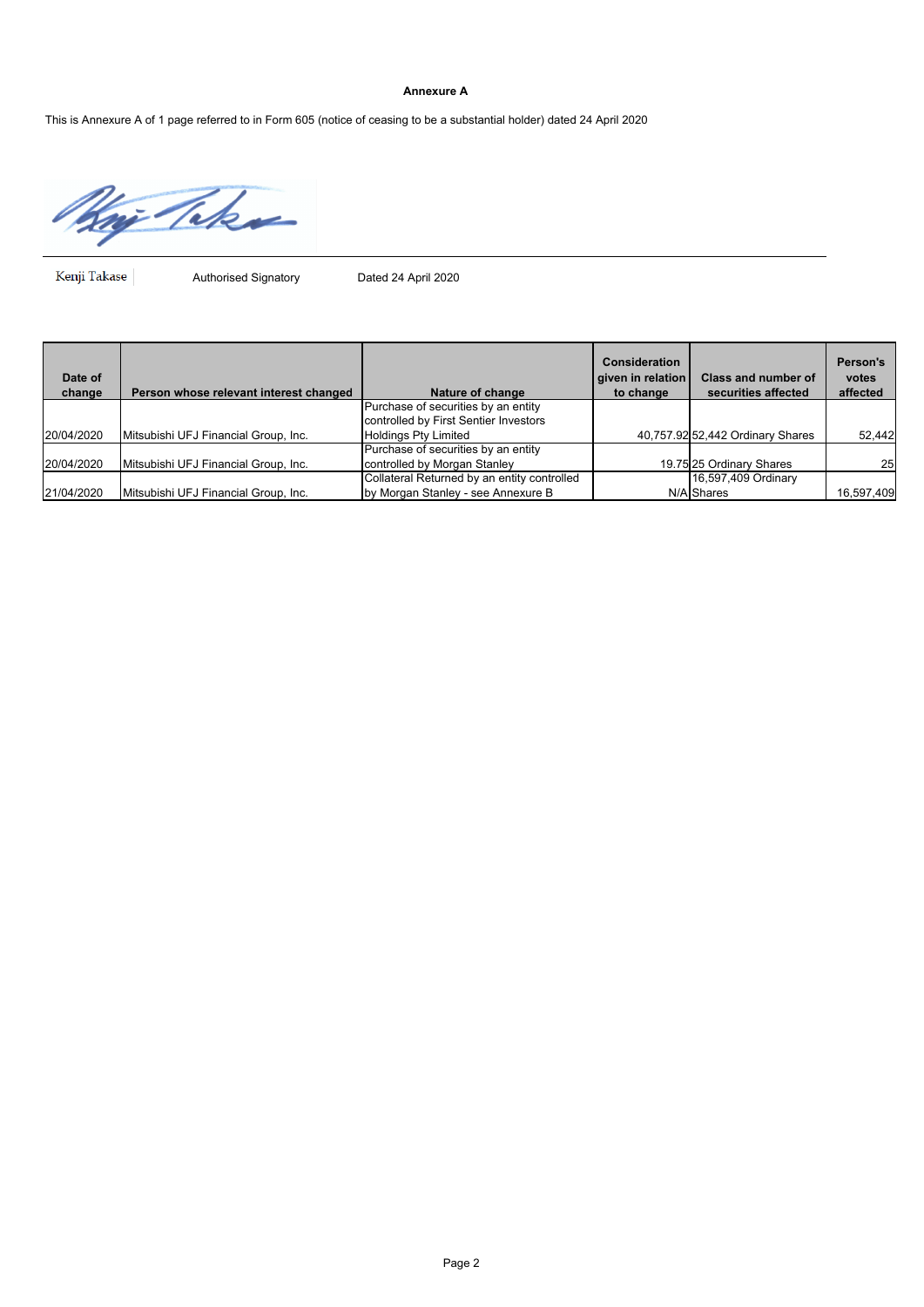**Annexure A**

This is Annexure A of 1 page referred to in Form 605 (notice of ceasing to be a substantial holder) dated 24 April 2020

Kenji Takase    Authorised Signatory    Dated 24 April 2020

| Date of change | Person whose relevant interest changed | Nature of change | Consideration given in relation to change | Class and number of securities affected | Person's votes affected |
|---|---|---|---|---|---|
| 20/04/2020 | Mitsubishi UFJ Financial Group, Inc. | Purchase of securities by an entity controlled by First Sentier Investors Holdings Pty Limited | 40,757.92 | 52,442 Ordinary Shares | 52,442 |
| 20/04/2020 | Mitsubishi UFJ Financial Group, Inc. | Purchase of securities by an entity controlled by Morgan Stanley | 19.75 | 25 Ordinary Shares | 25 |
| 21/04/2020 | Mitsubishi UFJ Financial Group, Inc. | Collateral Returned by an entity controlled by Morgan Stanley - see Annexure B | N/A | 16,597,409 Ordinary Shares | 16,597,409 |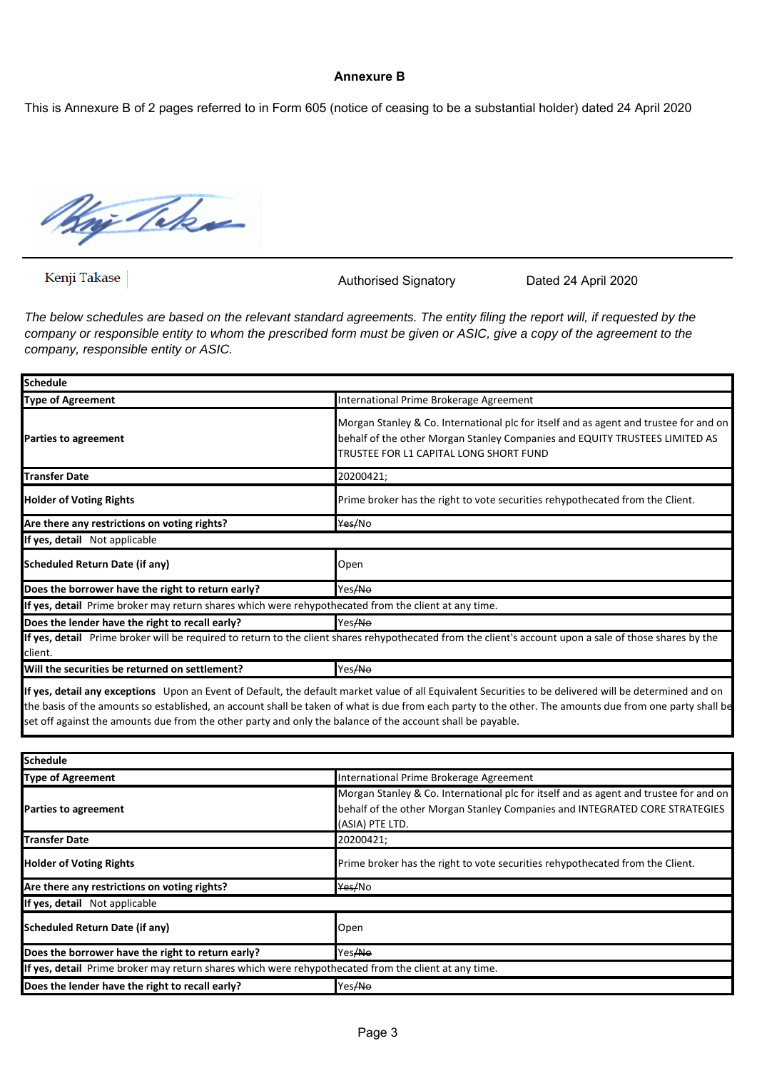**Annexure B**

This is Annexure B of 2 pages referred to in Form 605 (notice of ceasing to be a substantial holder) dated 24 April 2020

Kenji Takase    Authorised Signatory    Dated 24 April 2020

*The below schedules are based on the relevant standard agreements. The entity filing the report will, if requested by the company or responsible entity to whom the prescribed form must be given or ASIC, give a copy of the agreement to the company, responsible entity or ASIC.*

| **Schedule** | |
|---|---|
| **Type of Agreement** | International Prime Brokerage Agreement |
| **Parties to agreement** | Morgan Stanley & Co. International plc for itself and as agent and trustee for and on behalf of the other Morgan Stanley Companies and EQUITY TRUSTEES LIMITED AS TRUSTEE FOR L1 CAPITAL LONG SHORT FUND |
| **Transfer Date** | 20200421; |
| **Holder of Voting Rights** | Prime broker has the right to vote securities rehypothecated from the Client. |
| **Are there any restrictions on voting rights?** | ~~Yes~~/No |
| **If yes, detail** Not applicable | |
| **Scheduled Return Date (if any)** | Open |
| **Does the borrower have the right to return early?** | Yes/~~No~~ |
| **If yes, detail** Prime broker may return shares which were rehypothecated from the client at any time. | |
| **Does the lender have the right to recall early?** | Yes/~~No~~ |
| **If yes, detail** Prime broker will be required to return to the client shares rehypothecated from the client's account upon a sale of those shares by the client. | |
| **Will the securities be returned on settlement?** | Yes/~~No~~ |
| **If yes, detail any exceptions** Upon an Event of Default, the default market value of all Equivalent Securities to be delivered will be determined and on the basis of the amounts so established, an account shall be taken of what is due from each party to the other. The amounts due from one party shall be set off against the amounts due from the other party and only the balance of the account shall be payable. | |

| **Schedule** | |
|---|---|
| **Type of Agreement** | International Prime Brokerage Agreement |
| **Parties to agreement** | Morgan Stanley & Co. International plc for itself and as agent and trustee for and on behalf of the other Morgan Stanley Companies and INTEGRATED CORE STRATEGIES (ASIA) PTE LTD. |
| **Transfer Date** | 20200421; |
| **Holder of Voting Rights** | Prime broker has the right to vote securities rehypothecated from the Client. |
| **Are there any restrictions on voting rights?** | ~~Yes~~/No |
| **If yes, detail** Not applicable | |
| **Scheduled Return Date (if any)** | Open |
| **Does the borrower have the right to return early?** | Yes/~~No~~ |
| **If yes, detail** Prime broker may return shares which were rehypothecated from the client at any time. | |
| **Does the lender have the right to recall early?** | Yes/~~No~~ |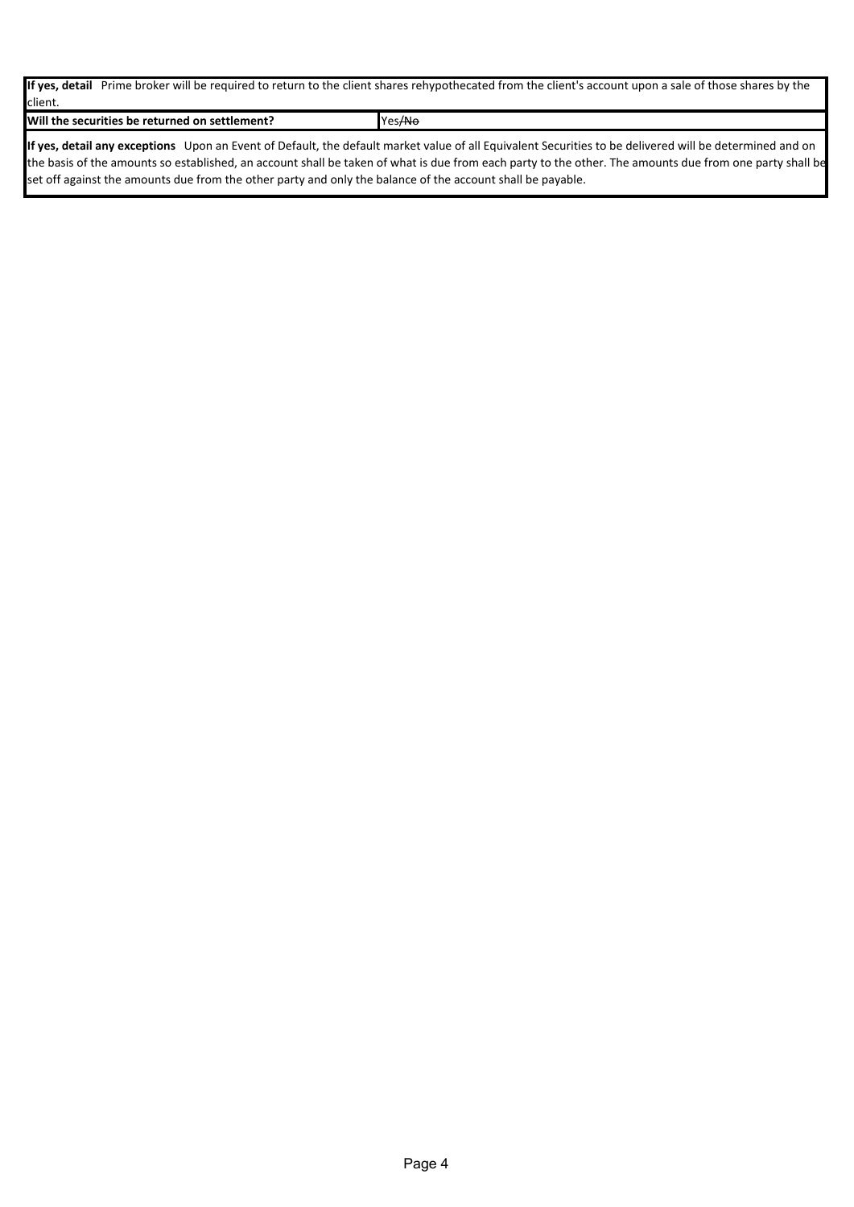**If yes, detail** Prime broker will be required to return to the client shares rehypothecated from the client's account upon a sale of those shares by the client.

| | |
|---|---|
| **Will the securities be returned on settlement?** | Yes~~/No~~ |

**If yes, detail any exceptions** Upon an Event of Default, the default market value of all Equivalent Securities to be delivered will be determined and on the basis of the amounts so established, an account shall be taken of what is due from each party to the other. The amounts due from one party shall be set off against the amounts due from the other party and only the balance of the account shall be payable.